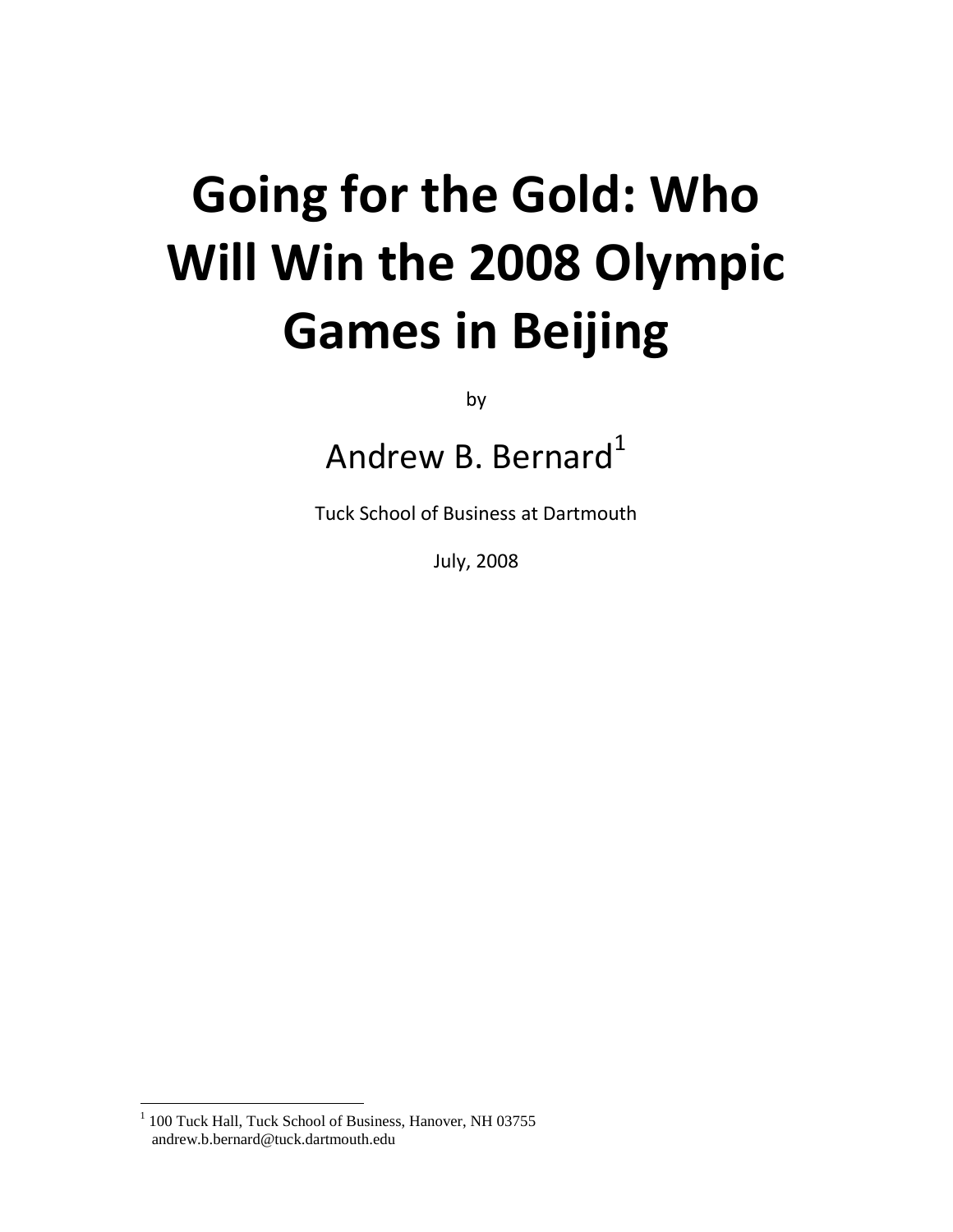# Going for the Gold: Who Will Win the 2008 Olympic Games in Beijing

by

Andrew B. Bernard[1]

Tuck School of Business at Dartmouth

July, 2008

[1] 100 Tuck Hall, Tuck School of Business, Hanover, NH 03755
andrew.b.bernard@tuck.dartmouth.edu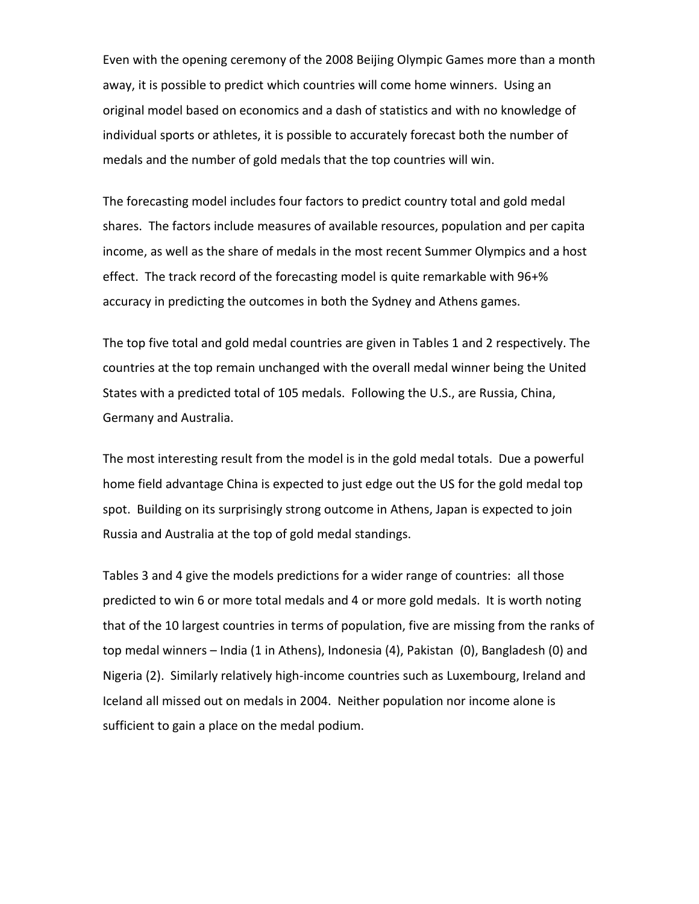Even with the opening ceremony of the 2008 Beijing Olympic Games more than a month away, it is possible to predict which countries will come home winners. Using an original model based on economics and a dash of statistics and with no knowledge of individual sports or athletes, it is possible to accurately forecast both the number of medals and the number of gold medals that the top countries will win.

The forecasting model includes four factors to predict country total and gold medal shares. The factors include measures of available resources, population and per capita income, as well as the share of medals in the most recent Summer Olympics and a host effect. The track record of the forecasting model is quite remarkable with 96+% accuracy in predicting the outcomes in both the Sydney and Athens games.

The top five total and gold medal countries are given in Tables 1 and 2 respectively. The countries at the top remain unchanged with the overall medal winner being the United States with a predicted total of 105 medals. Following the U.S., are Russia, China, Germany and Australia.

The most interesting result from the model is in the gold medal totals. Due a powerful home field advantage China is expected to just edge out the US for the gold medal top spot. Building on its surprisingly strong outcome in Athens, Japan is expected to join Russia and Australia at the top of gold medal standings.

Tables 3 and 4 give the models predictions for a wider range of countries: all those predicted to win 6 or more total medals and 4 or more gold medals. It is worth noting that of the 10 largest countries in terms of population, five are missing from the ranks of top medal winners – India (1 in Athens), Indonesia (4), Pakistan (0), Bangladesh (0) and Nigeria (2). Similarly relatively high-income countries such as Luxembourg, Ireland and Iceland all missed out on medals in 2004. Neither population nor income alone is sufficient to gain a place on the medal podium.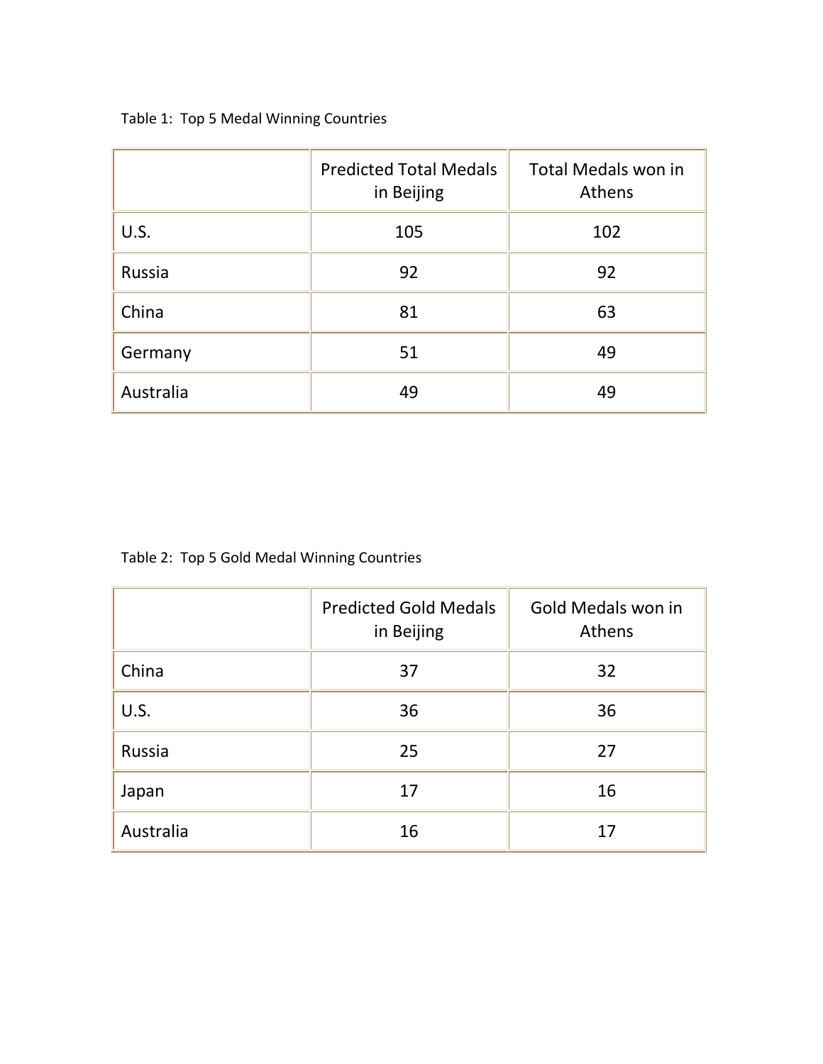Table 1: Top 5 Medal Winning Countries

| | Predicted Total Medals in Beijing | Total Medals won in Athens |
|---|---|---|
| U.S. | 105 | 102 |
| Russia | 92 | 92 |
| China | 81 | 63 |
| Germany | 51 | 49 |
| Australia | 49 | 49 |

Table 2: Top 5 Gold Medal Winning Countries

| | Predicted Gold Medals in Beijing | Gold Medals won in Athens |
|---|---|---|
| China | 37 | 32 |
| U.S. | 36 | 36 |
| Russia | 25 | 27 |
| Japan | 17 | 16 |
| Australia | 16 | 17 |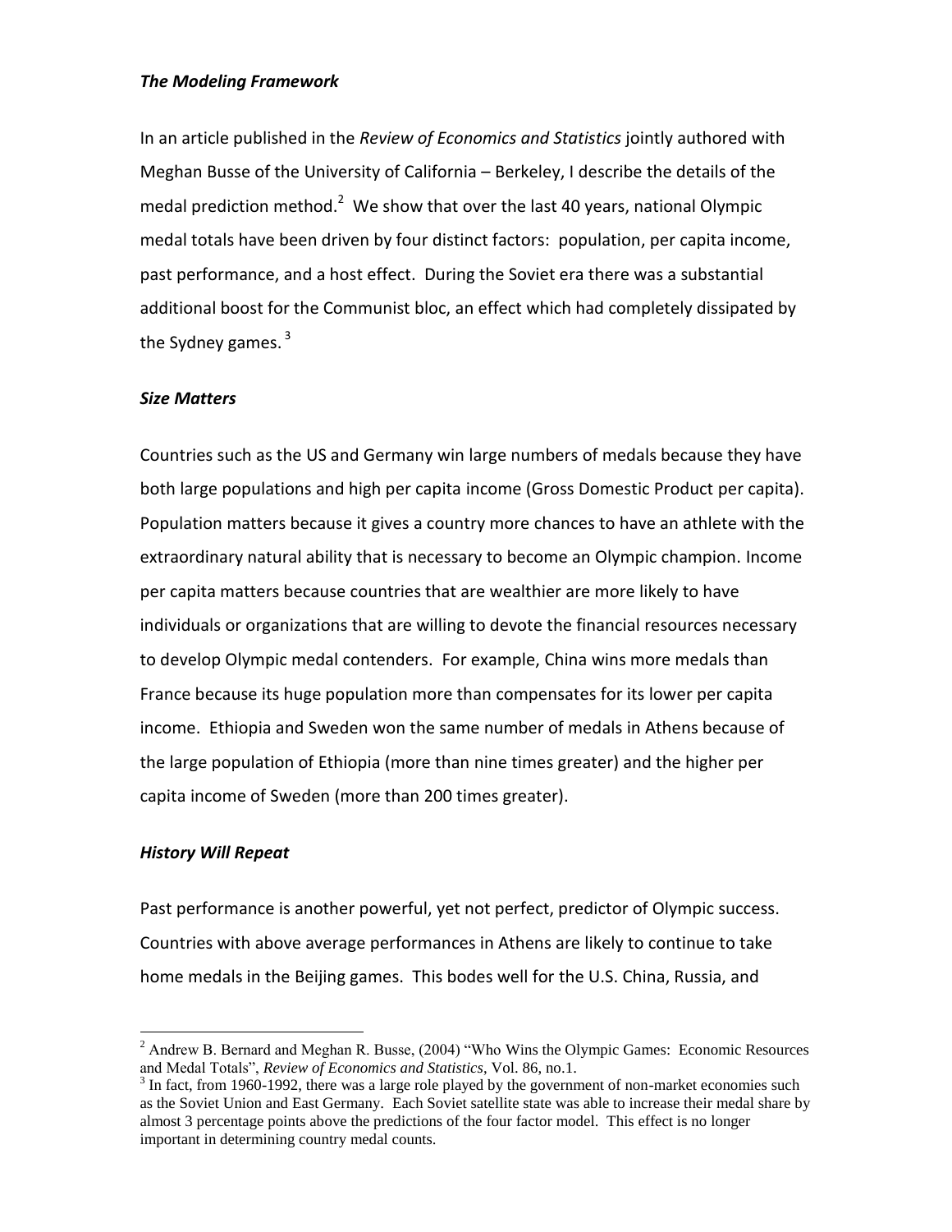### *The Modeling Framework*

In an article published in the *Review of Economics and Statistics* jointly authored with Meghan Busse of the University of California – Berkeley, I describe the details of the medal prediction method.[2] We show that over the last 40 years, national Olympic medal totals have been driven by four distinct factors: population, per capita income, past performance, and a host effect. During the Soviet era there was a substantial additional boost for the Communist bloc, an effect which had completely dissipated by the Sydney games.[3]

### *Size Matters*

Countries such as the US and Germany win large numbers of medals because they have both large populations and high per capita income (Gross Domestic Product per capita). Population matters because it gives a country more chances to have an athlete with the extraordinary natural ability that is necessary to become an Olympic champion. Income per capita matters because countries that are wealthier are more likely to have individuals or organizations that are willing to devote the financial resources necessary to develop Olympic medal contenders. For example, China wins more medals than France because its huge population more than compensates for its lower per capita income. Ethiopia and Sweden won the same number of medals in Athens because of the large population of Ethiopia (more than nine times greater) and the higher per capita income of Sweden (more than 200 times greater).

### *History Will Repeat*

Past performance is another powerful, yet not perfect, predictor of Olympic success. Countries with above average performances in Athens are likely to continue to take home medals in the Beijing games. This bodes well for the U.S. China, Russia, and

---

[2] Andrew B. Bernard and Meghan R. Busse, (2004) "Who Wins the Olympic Games: Economic Resources and Medal Totals", *Review of Economics and Statistics*, Vol. 86, no.1.

[3] In fact, from 1960-1992, there was a large role played by the government of non-market economies such as the Soviet Union and East Germany. Each Soviet satellite state was able to increase their medal share by almost 3 percentage points above the predictions of the four factor model. This effect is no longer important in determining country medal counts.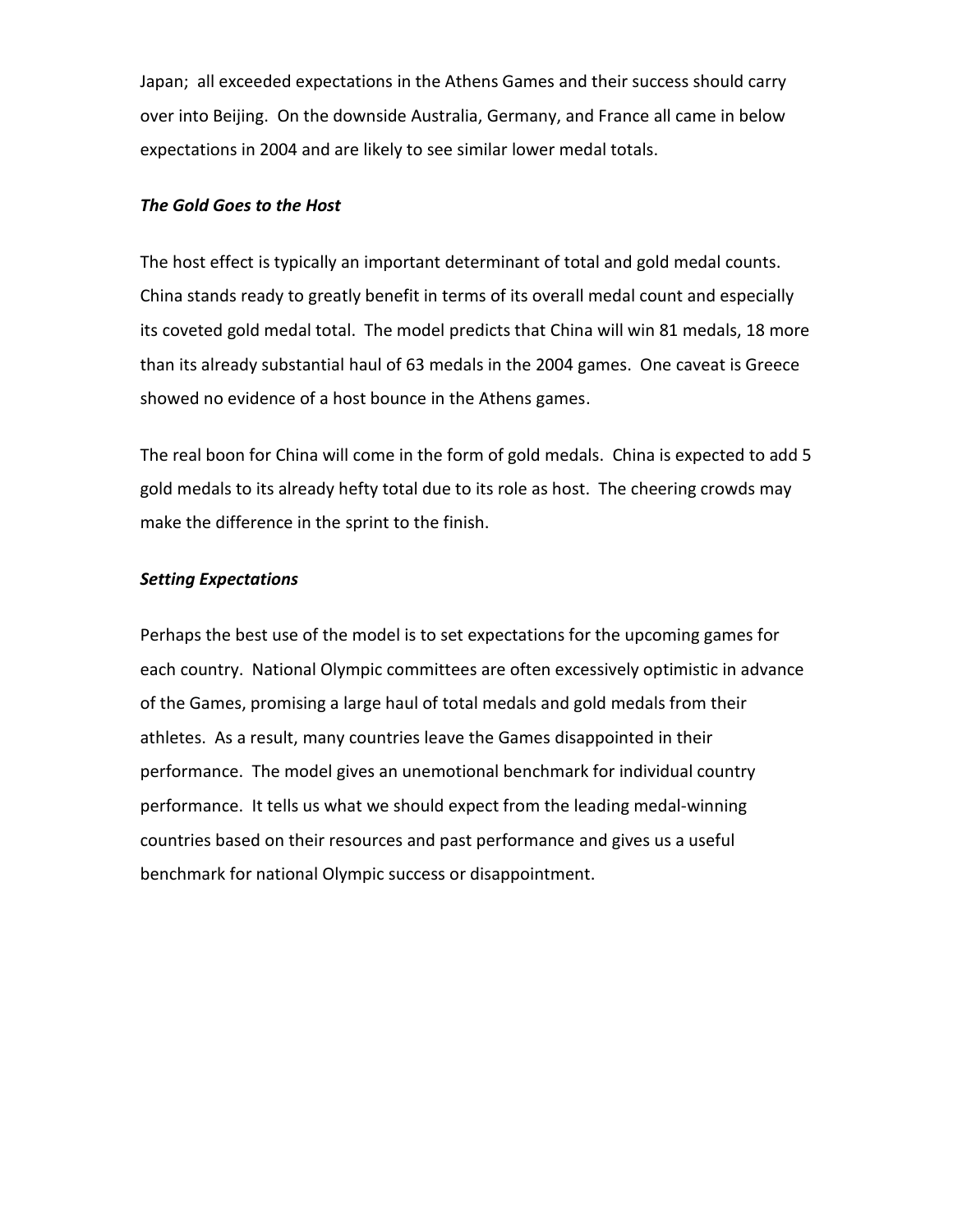Japan;  all exceeded expectations in the Athens Games and their success should carry over into Beijing.  On the downside Australia, Germany, and France all came in below expectations in 2004 and are likely to see similar lower medal totals.

### *The Gold Goes to the Host*

The host effect is typically an important determinant of total and gold medal counts. China stands ready to greatly benefit in terms of its overall medal count and especially its coveted gold medal total.  The model predicts that China will win 81 medals, 18 more than its already substantial haul of 63 medals in the 2004 games.  One caveat is Greece showed no evidence of a host bounce in the Athens games.

The real boon for China will come in the form of gold medals.  China is expected to add 5 gold medals to its already hefty total due to its role as host.  The cheering crowds may make the difference in the sprint to the finish.

### *Setting Expectations*

Perhaps the best use of the model is to set expectations for the upcoming games for each country.  National Olympic committees are often excessively optimistic in advance of the Games, promising a large haul of total medals and gold medals from their athletes.  As a result, many countries leave the Games disappointed in their performance.  The model gives an unemotional benchmark for individual country performance.  It tells us what we should expect from the leading medal-winning countries based on their resources and past performance and gives us a useful benchmark for national Olympic success or disappointment.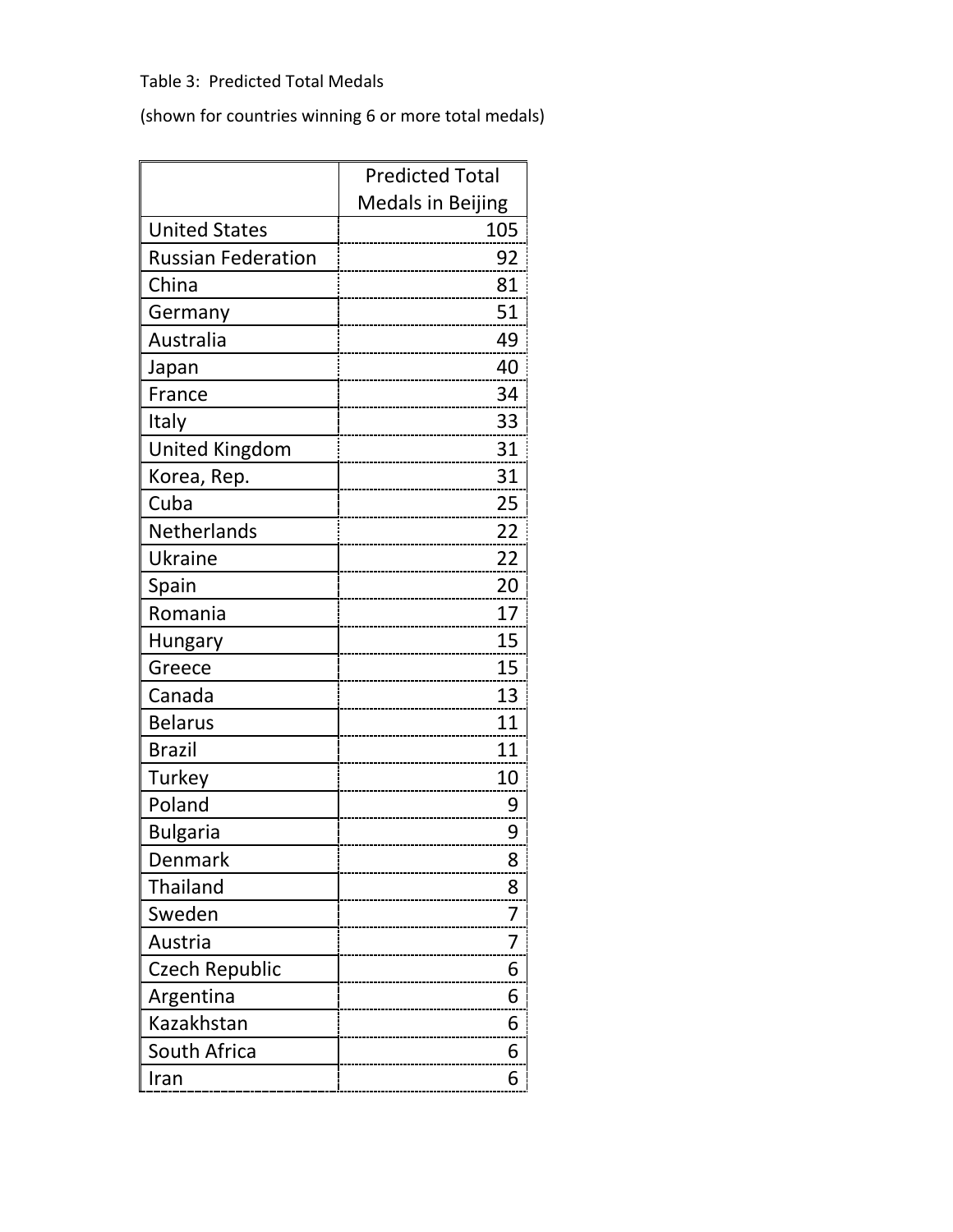Table 3: Predicted Total Medals

(shown for countries winning 6 or more total medals)

| | Predicted Total Medals in Beijing |
|---|---|
| United States | 105 |
| Russian Federation | 92 |
| China | 81 |
| Germany | 51 |
| Australia | 49 |
| Japan | 40 |
| France | 34 |
| Italy | 33 |
| United Kingdom | 31 |
| Korea, Rep. | 31 |
| Cuba | 25 |
| Netherlands | 22 |
| Ukraine | 22 |
| Spain | 20 |
| Romania | 17 |
| Hungary | 15 |
| Greece | 15 |
| Canada | 13 |
| Belarus | 11 |
| Brazil | 11 |
| Turkey | 10 |
| Poland | 9 |
| Bulgaria | 9 |
| Denmark | 8 |
| Thailand | 8 |
| Sweden | 7 |
| Austria | 7 |
| Czech Republic | 6 |
| Argentina | 6 |
| Kazakhstan | 6 |
| South Africa | 6 |
| Iran | 6 |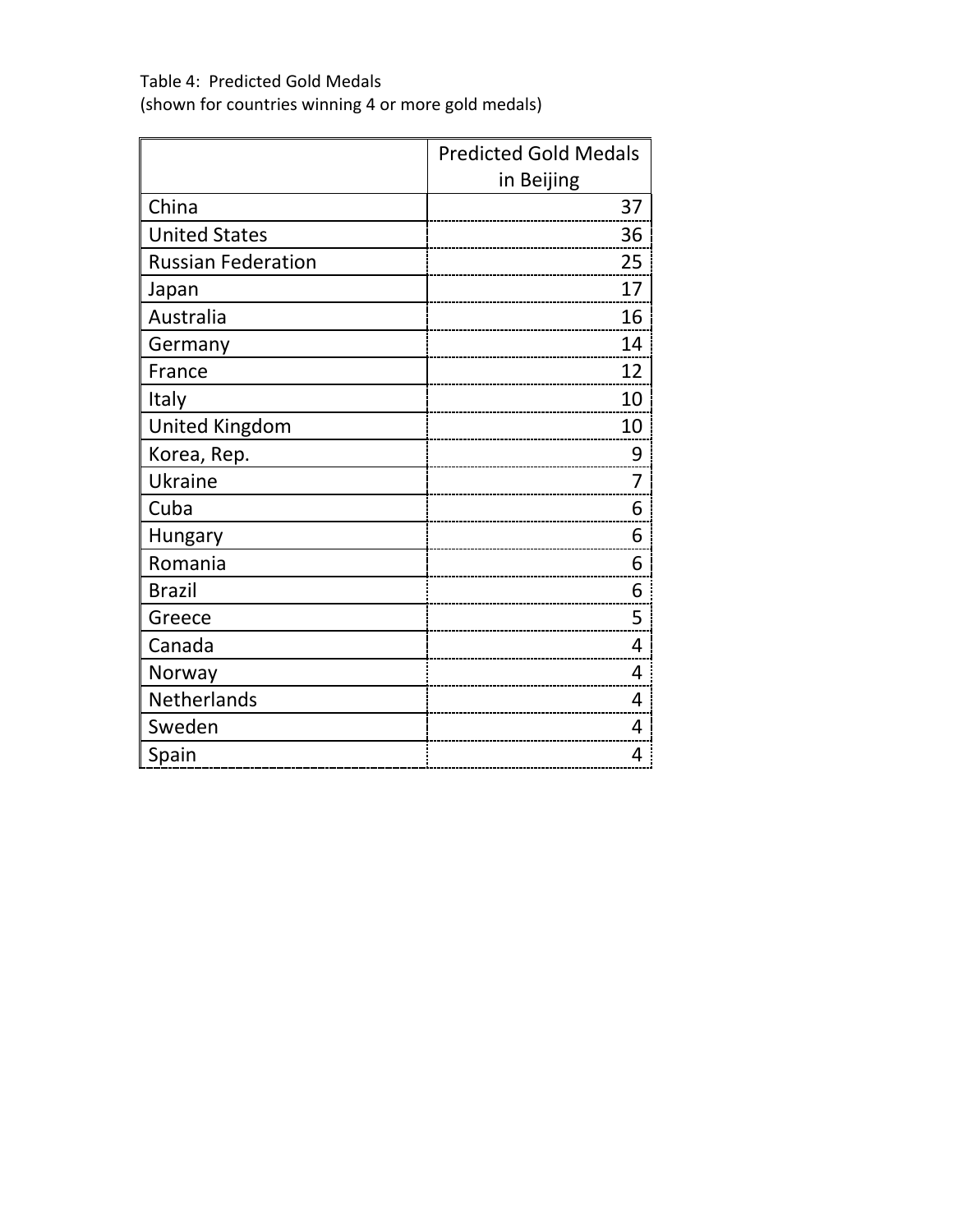Table 4: Predicted Gold Medals
(shown for countries winning 4 or more gold medals)

| | Predicted Gold Medals in Beijing |
|---|---|
| China | 37 |
| United States | 36 |
| Russian Federation | 25 |
| Japan | 17 |
| Australia | 16 |
| Germany | 14 |
| France | 12 |
| Italy | 10 |
| United Kingdom | 10 |
| Korea, Rep. | 9 |
| Ukraine | 7 |
| Cuba | 6 |
| Hungary | 6 |
| Romania | 6 |
| Brazil | 6 |
| Greece | 5 |
| Canada | 4 |
| Norway | 4 |
| Netherlands | 4 |
| Sweden | 4 |
| Spain | 4 |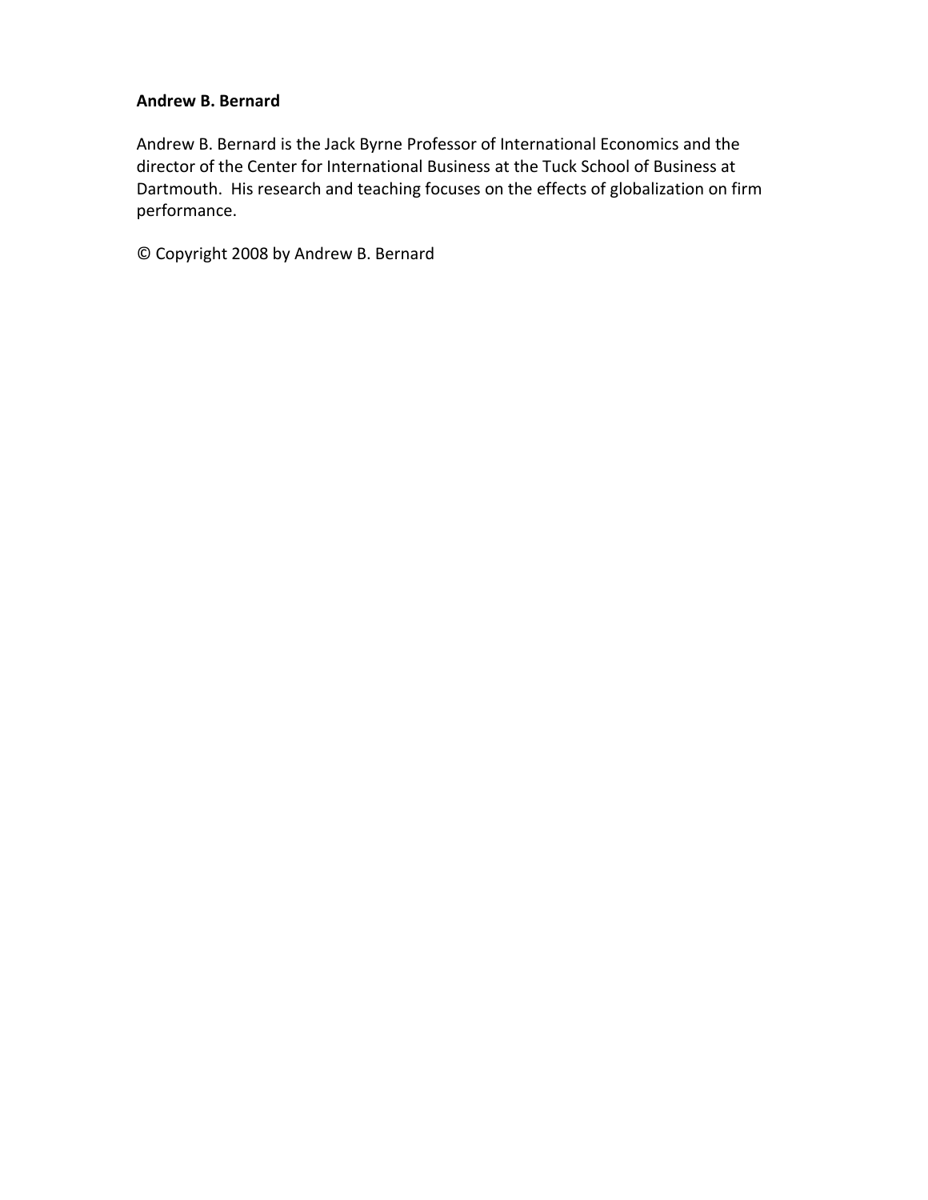**Andrew B. Bernard**

Andrew B. Bernard is the Jack Byrne Professor of International Economics and the director of the Center for International Business at the Tuck School of Business at Dartmouth. His research and teaching focuses on the effects of globalization on firm performance.

© Copyright 2008 by Andrew B. Bernard